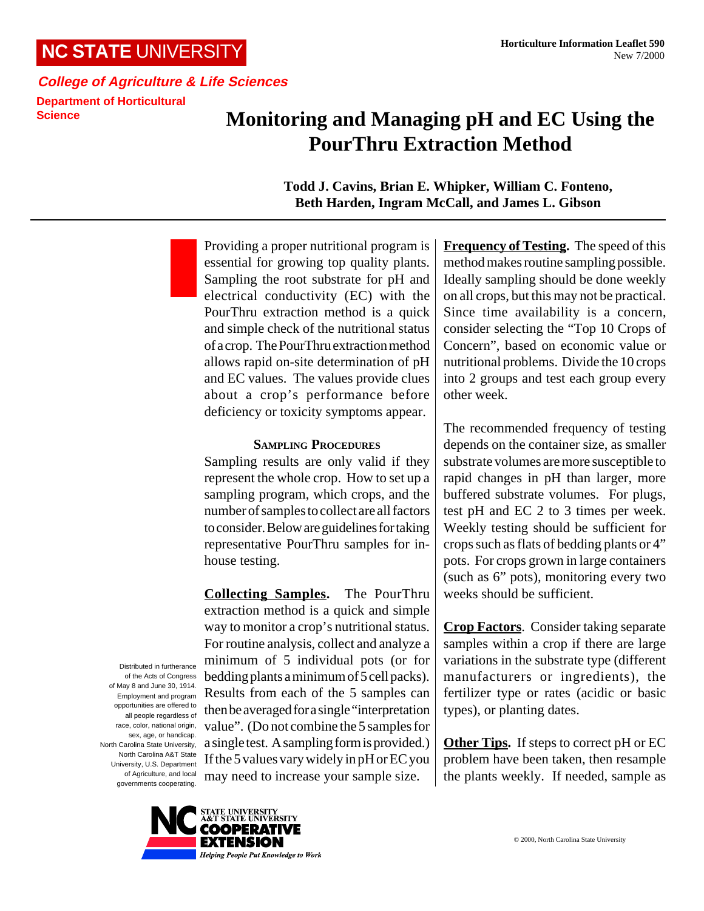NC STATE UNIVERSITY

**College of Agriculture & Life Sciences**

**Department of Horticultural Science**

**Horticulture Information Leaflet 590**
New 7/2000

# Monitoring and Managing pH and EC Using the PourThru Extraction Method

**Todd J. Cavins, Brian E. Whipker, William C. Fonteno, Beth Harden, Ingram McCall, and James L. Gibson**

Providing a proper nutritional program is essential for growing top quality plants. Sampling the root substrate for pH and electrical conductivity (EC) with the PourThru extraction method is a quick and simple check of the nutritional status of a crop. The PourThru extraction method allows rapid on-site determination of pH and EC values. The values provide clues about a crop's performance before deficiency or toxicity symptoms appear.

## Sampling Procedures

Sampling results are only valid if they represent the whole crop. How to set up a sampling program, which crops, and the number of samples to collect are all factors to consider. Below are guidelines for taking representative PourThru samples for in-house testing.

**Collecting Samples.** The PourThru extraction method is a quick and simple way to monitor a crop's nutritional status. For routine analysis, collect and analyze a minimum of 5 individual pots (or for bedding plants a minimum of 5 cell packs). Results from each of the 5 samples can then be averaged for a single "interpretation value". (Do not combine the 5 samples for a single test. A sampling form is provided.) If the 5 values vary widely in pH or EC you may need to increase your sample size.

**Frequency of Testing.** The speed of this method makes routine sampling possible. Ideally sampling should be done weekly on all crops, but this may not be practical. Since time availability is a concern, consider selecting the "Top 10 Crops of Concern", based on economic value or nutritional problems. Divide the 10 crops into 2 groups and test each group every other week.

The recommended frequency of testing depends on the container size, as smaller substrate volumes are more susceptible to rapid changes in pH than larger, more buffered substrate volumes. For plugs, test pH and EC 2 to 3 times per week. Weekly testing should be sufficient for crops such as flats of bedding plants or 4" pots. For crops grown in large containers (such as 6" pots), monitoring every two weeks should be sufficient.

**Crop Factors**. Consider taking separate samples within a crop if there are large variations in the substrate type (different manufacturers or ingredients), the fertilizer type or rates (acidic or basic types), or planting dates.

**Other Tips.** If steps to correct pH or EC problem have been taken, then resample the plants weekly. If needed, sample as

Distributed in furtherance of the Acts of Congress of May 8 and June 30, 1914. Employment and program opportunities are offered to all people regardless of race, color, national origin, sex, age, or handicap. North Carolina State University, North Carolina A&T State University, U.S. Department of Agriculture, and local governments cooperating.

NC State University A&T State University Cooperative Extension — Helping People Put Knowledge to Work

© 2000, North Carolina State University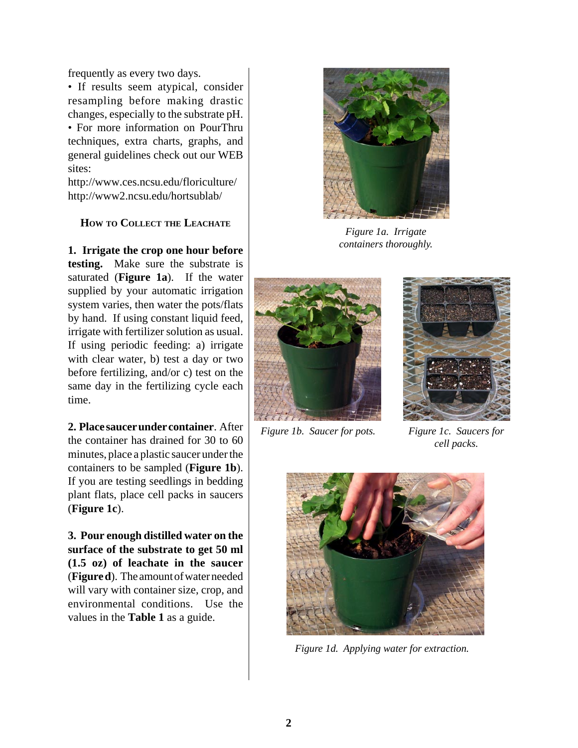frequently as every two days.

• If results seem atypical, consider resampling before making drastic changes, especially to the substrate pH.

• For more information on PourThru techniques, extra charts, graphs, and general guidelines check out our WEB sites:

http://www.ces.ncsu.edu/floriculture/
http://www2.ncsu.edu/hortsublab/

### How to Collect the Leachate

**1. Irrigate the crop one hour before testing.** Make sure the substrate is saturated (**Figure 1a**). If the water supplied by your automatic irrigation system varies, then water the pots/flats by hand. If using constant liquid feed, irrigate with fertilizer solution as usual. If using periodic feeding: a) irrigate with clear water, b) test a day or two before fertilizing, and/or c) test on the same day in the fertilizing cycle each time.

**2. Place saucer under container**. After the container has drained for 30 to 60 minutes, place a plastic saucer under the containers to be sampled (**Figure 1b**). If you are testing seedlings in bedding plant flats, place cell packs in saucers (**Figure 1c**).

**3. Pour enough distilled water on the surface of the substrate to get 50 ml (1.5 oz) of leachate in the saucer** (**Figure d**). The amount of water needed will vary with container size, crop, and environmental conditions. Use the values in the **Table 1** as a guide.

*Figure 1a. Irrigate containers thoroughly.*

*Figure 1b. Saucer for pots.*

*Figure 1c. Saucers for cell packs.*

*Figure 1d. Applying water for extraction.*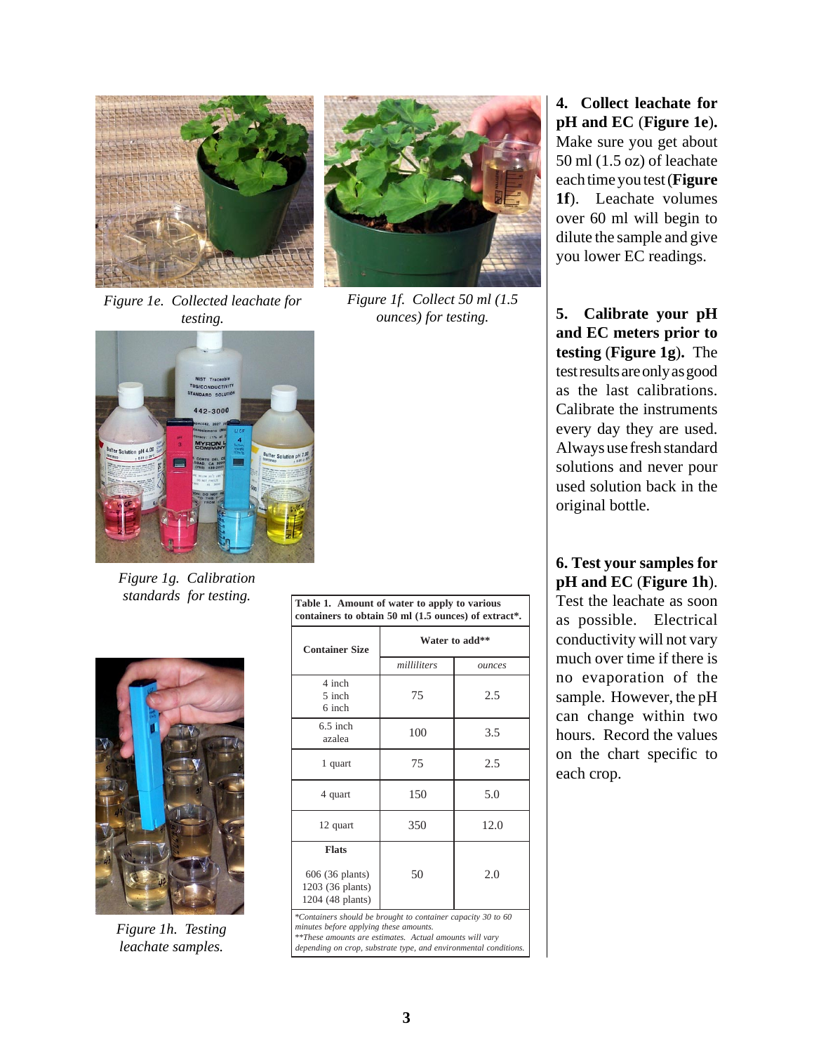Figure 1e. Collected leachate for testing.

Figure 1f. Collect 50 ml (1.5 ounces) for testing.

Figure 1g. Calibration standards for testing.

Figure 1h. Testing leachate samples.

**Table 1. Amount of water to apply to various containers to obtain 50 ml (1.5 ounces) of extract*.**

| Container Size | Water to add** | |
|---|---|---|
| | *milliliters* | *ounces* |
| 4 inch<br>5 inch<br>6 inch | 75 | 2.5 |
| 6.5 inch<br>azalea | 100 | 3.5 |
| 1 quart | 75 | 2.5 |
| 4 quart | 150 | 5.0 |
| 12 quart | 350 | 12.0 |
| **Flats**<br>606 (36 plants)<br>1203 (36 plants)<br>1204 (48 plants) | 50 | 2.0 |

*\*Containers should be brought to container capacity 30 to 60 minutes before applying these amounts.*
*\*\*These amounts are estimates. Actual amounts will vary depending on crop, substrate type, and environmental conditions.*

**4. Collect leachate for pH and EC (Figure 1e).** Make sure you get about 50 ml (1.5 oz) of leachate each time you test (**Figure 1f**). Leachate volumes over 60 ml will begin to dilute the sample and give you lower EC readings.

**5. Calibrate your pH and EC meters prior to testing (Figure 1g).** The test results are only as good as the last calibrations. Calibrate the instruments every day they are used. Always use fresh standard solutions and never pour used solution back in the original bottle.

**6. Test your samples for pH and EC (Figure 1h).** Test the leachate as soon as possible. Electrical conductivity will not vary much over time if there is no evaporation of the sample. However, the pH can change within two hours. Record the values on the chart specific to each crop.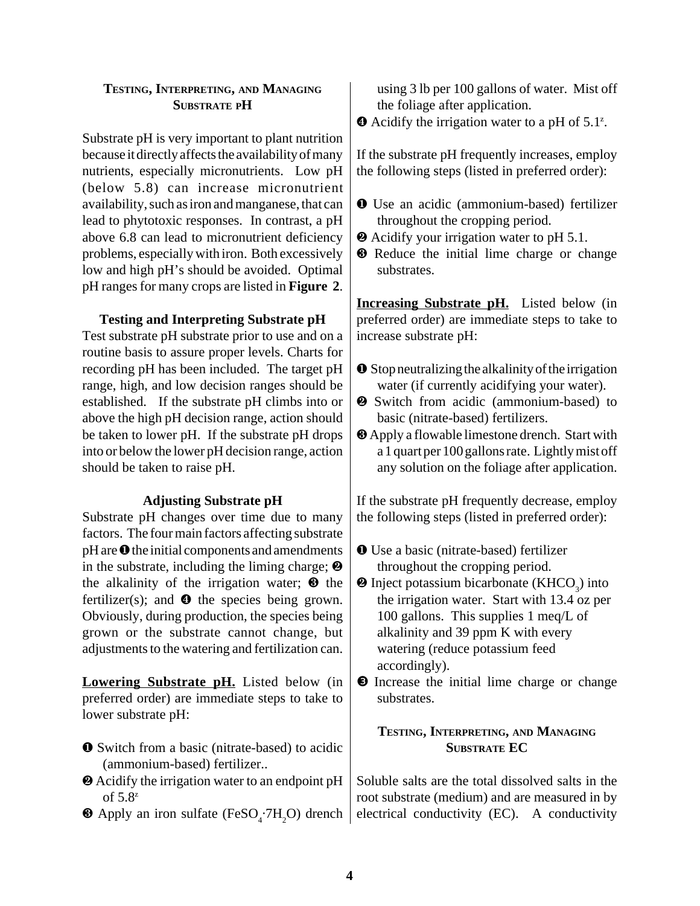## Testing, Interpreting, and Managing Substrate pH

Substrate pH is very important to plant nutrition because it directly affects the availability of many nutrients, especially micronutrients. Low pH (below 5.8) can increase micronutrient availability, such as iron and manganese, that can lead to phytotoxic responses. In contrast, a pH above 6.8 can lead to micronutrient deficiency problems, especially with iron. Both excessively low and high pH's should be avoided. Optimal pH ranges for many crops are listed in **Figure 2**.

### Testing and Interpreting Substrate pH

Test substrate pH substrate prior to use and on a routine basis to assure proper levels. Charts for recording pH has been included. The target pH range, high, and low decision ranges should be established. If the substrate pH climbs into or above the high pH decision range, action should be taken to lower pH. If the substrate pH drops into or below the lower pH decision range, action should be taken to raise pH.

### Adjusting Substrate pH

Substrate pH changes over time due to many factors. The four main factors affecting substrate pH are ❶ the initial components and amendments in the substrate, including the liming charge; ❷ the alkalinity of the irrigation water; ❸ the fertilizer(s); and ❹ the species being grown. Obviously, during production, the species being grown or the substrate cannot change, but adjustments to the watering and fertilization can.

**Lowering Substrate pH.** Listed below (in preferred order) are immediate steps to take to lower substrate pH:

❶ Switch from a basic (nitrate-based) to acidic (ammonium-based) fertilizer..
❷ Acidify the irrigation water to an endpoint pH of 5.8[z]
❸ Apply an iron sulfate ($FeSO_4{\cdot}7H_2O$) drench using 3 lb per 100 gallons of water. Mist off the foliage after application.
❹ Acidify the irrigation water to a pH of 5.1[z].

If the substrate pH frequently increases, employ the following steps (listed in preferred order):

❶ Use an acidic (ammonium-based) fertilizer throughout the cropping period.
❷ Acidify your irrigation water to pH 5.1.
❸ Reduce the initial lime charge or change substrates.

**Increasing Substrate pH.** Listed below (in preferred order) are immediate steps to take to increase substrate pH:

❶ Stop neutralizing the alkalinity of the irrigation water (if currently acidifying your water).
❷ Switch from acidic (ammonium-based) to basic (nitrate-based) fertilizers.
❸ Apply a flowable limestone drench. Start with a 1 quart per 100 gallons rate. Lightly mist off any solution on the foliage after application.

If the substrate pH frequently decrease, employ the following steps (listed in preferred order):

❶ Use a basic (nitrate-based) fertilizer throughout the cropping period.
❷ Inject potassium bicarbonate ($KHCO_3$) into the irrigation water. Start with 13.4 oz per 100 gallons. This supplies 1 meq/L of alkalinity and 39 ppm K with every watering (reduce potassium feed accordingly).
❸ Increase the initial lime charge or change substrates.

## Testing, Interpreting, and Managing Substrate EC

Soluble salts are the total dissolved salts in the root substrate (medium) and are measured in by electrical conductivity (EC). A conductivity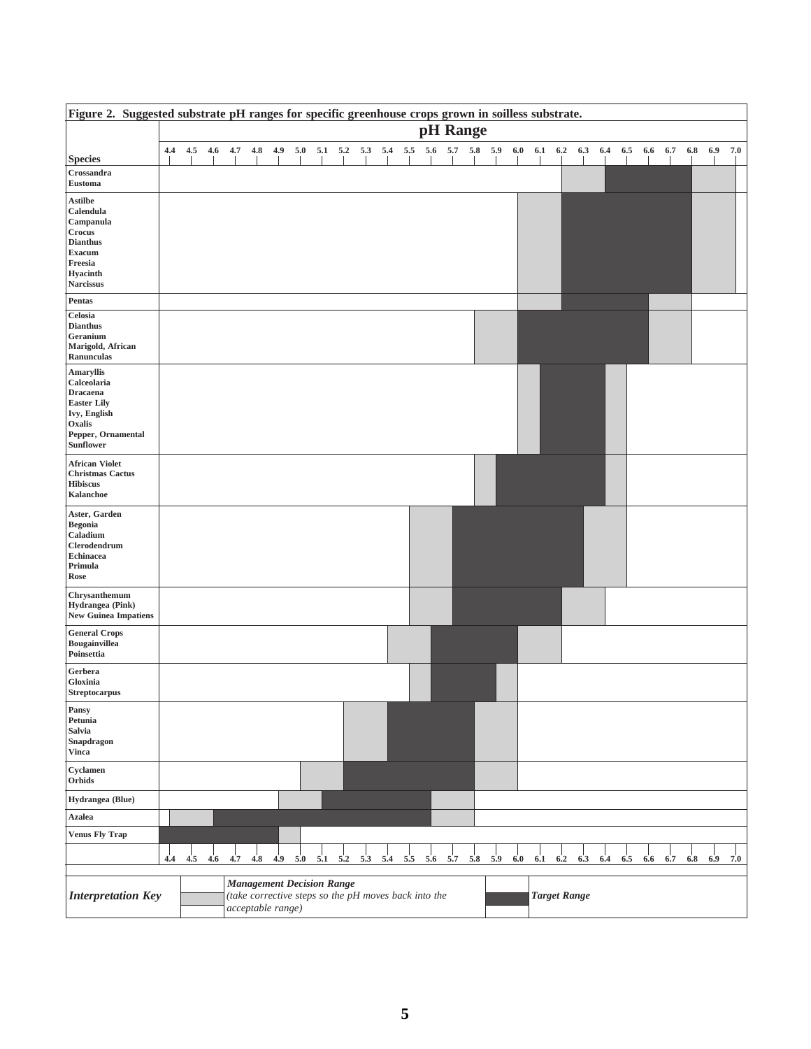**Figure 2. Suggested substrate pH ranges for specific greenhouse crops grown in soilless substrate.**

| Species | Management Decision Range (low) | Target Range | Management Decision Range (high) |
|---|---|---|---|
| Crossandra, Eustoma | 6.2–6.4 | 6.4–6.8 | 6.8–7.0 |
| Astilbe, Calendula, Campanula, Crocus, Dianthus, Exacum, Freesia, Hyacinth, Narcissus | 6.0–6.2 | 6.2–6.8 | 6.8–7.0 |
| Pentas | 6.0–6.2 | 6.2–6.6 | 6.6–6.8 |
| Celosia, Dianthus, Geranium, Marigold, African, Ranunculas | 5.8–6.0 | 6.0–6.6 | 6.6–6.8 |
| Amaryllis, Calceolaria, Dracaena, Easter Lily, Ivy, English, Oxalis, Pepper, Ornamental, Sunflower | 6.0–6.1 | 6.1–6.4 | 6.4–6.5 |
| African Violet, Christmas Cactus, Hibiscus, Kalanchoe | 5.8–5.9 | 5.9–6.4 | 6.4–6.5 |
| Aster, Garden, Begonia, Caladium, Clerodendrum, Echinacea, Primula, Rose | 5.5–5.7 | 5.7–6.3 | 6.3–6.5 |
| Chrysanthemum, Hydrangea (Pink), New Guinea Impatiens | 5.5–5.7 | 5.7–6.2 | 6.2–6.4 |
| General Crops, Bougainvillea, Poinsettia | 5.4–5.6 | 5.6–6.0 | 6.0–6.2 |
| Gerbera, Gloxinia, Streptocarpus | 5.5–5.6 | 5.6–5.9 | 5.9–6.0 |
| Pansy, Petunia, Salvia, Snapdragon, Vinca | 5.2–5.4 | 5.4–5.8 | 5.8–6.0 |
| Cyclamen, Orhids | 5.0–5.2 | 5.2–5.8 | 5.8–6.0 |
| Hydrangea (Blue) | 4.9–5.1 | 5.1–5.6 | 5.6–5.8 |
| Azalea | 4.4–4.6 | 4.6–5.6 | 5.6–5.8 |
| Venus Fly Trap | | ≤4.4–4.9 | 4.9–5.0 |

**Interpretation Key**

- *Management Decision Range* *(take corrective steps so the pH moves back into the acceptable range)*
- *Target Range*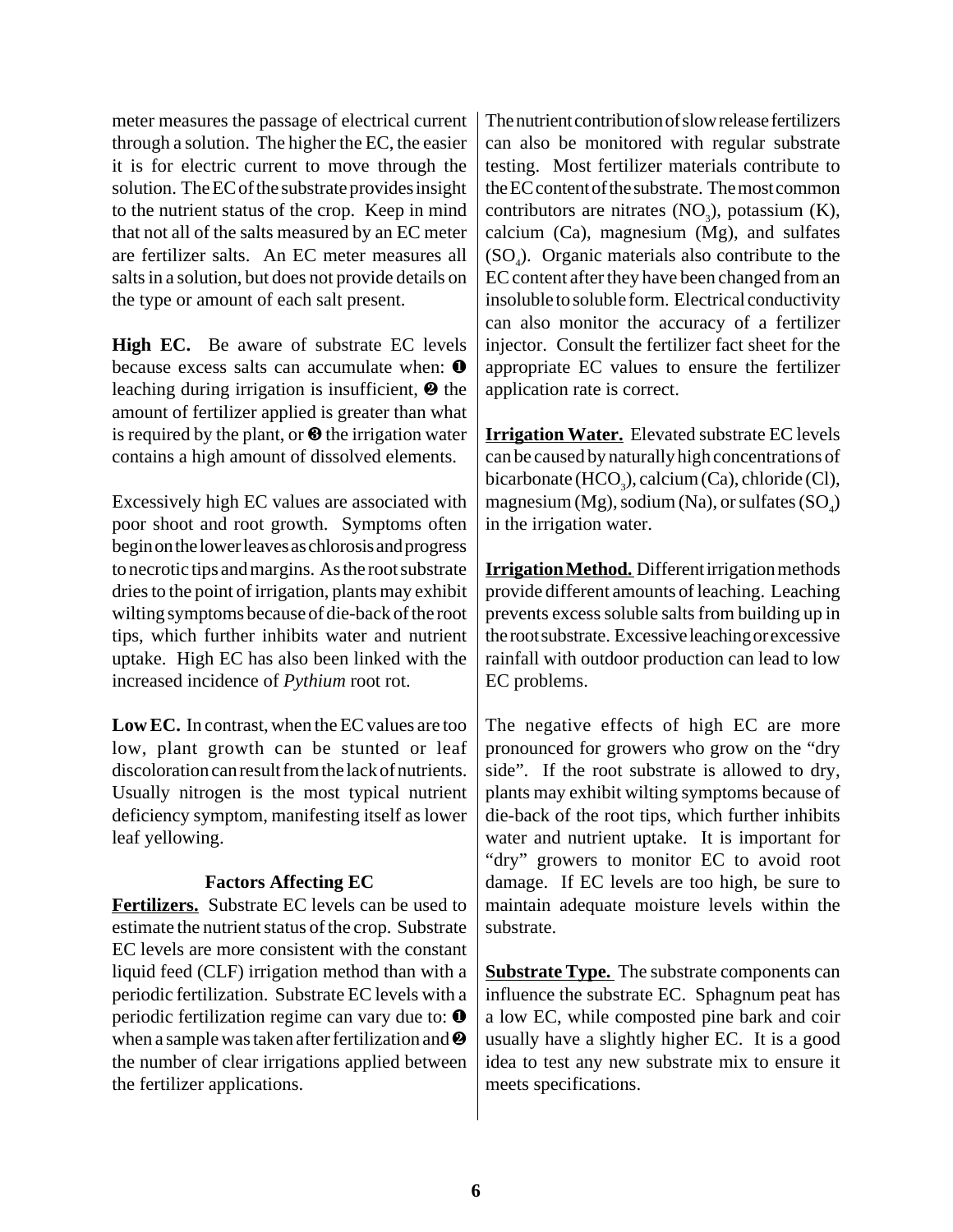meter measures the passage of electrical current through a solution. The higher the EC, the easier it is for electric current to move through the solution. The EC of the substrate provides insight to the nutrient status of the crop. Keep in mind that not all of the salts measured by an EC meter are fertilizer salts. An EC meter measures all salts in a solution, but does not provide details on the type or amount of each salt present.

**High EC.** Be aware of substrate EC levels because excess salts can accumulate when: ❶ leaching during irrigation is insufficient, ❷ the amount of fertilizer applied is greater than what is required by the plant, or ❸ the irrigation water contains a high amount of dissolved elements.

Excessively high EC values are associated with poor shoot and root growth. Symptoms often begin on the lower leaves as chlorosis and progress to necrotic tips and margins. As the root substrate dries to the point of irrigation, plants may exhibit wilting symptoms because of die-back of the root tips, which further inhibits water and nutrient uptake. High EC has also been linked with the increased incidence of *Pythium* root rot.

**Low EC.** In contrast, when the EC values are too low, plant growth can be stunted or leaf discoloration can result from the lack of nutrients. Usually nitrogen is the most typical nutrient deficiency symptom, manifesting itself as lower leaf yellowing.

### Factors Affecting EC

**Fertilizers.** Substrate EC levels can be used to estimate the nutrient status of the crop. Substrate EC levels are more consistent with the constant liquid feed (CLF) irrigation method than with a periodic fertilization. Substrate EC levels with a periodic fertilization regime can vary due to: ❶ when a sample was taken after fertilization and ❷ the number of clear irrigations applied between the fertilizer applications.

The nutrient contribution of slow release fertilizers can also be monitored with regular substrate testing. Most fertilizer materials contribute to the EC content of the substrate. The most common contributors are nitrates ($NO_3$), potassium (K), calcium (Ca), magnesium (Mg), and sulfates ($SO_4$). Organic materials also contribute to the EC content after they have been changed from an insoluble to soluble form. Electrical conductivity can also monitor the accuracy of a fertilizer injector. Consult the fertilizer fact sheet for the appropriate EC values to ensure the fertilizer application rate is correct.

**Irrigation Water.** Elevated substrate EC levels can be caused by naturally high concentrations of bicarbonate ($HCO_3$), calcium (Ca), chloride (Cl), magnesium (Mg), sodium (Na), or sulfates ($SO_4$) in the irrigation water.

**Irrigation Method.** Different irrigation methods provide different amounts of leaching. Leaching prevents excess soluble salts from building up in the root substrate. Excessive leaching or excessive rainfall with outdoor production can lead to low EC problems.

The negative effects of high EC are more pronounced for growers who grow on the "dry side". If the root substrate is allowed to dry, plants may exhibit wilting symptoms because of die-back of the root tips, which further inhibits water and nutrient uptake. It is important for "dry" growers to monitor EC to avoid root damage. If EC levels are too high, be sure to maintain adequate moisture levels within the substrate.

**Substrate Type.** The substrate components can influence the substrate EC. Sphagnum peat has a low EC, while composted pine bark and coir usually have a slightly higher EC. It is a good idea to test any new substrate mix to ensure it meets specifications.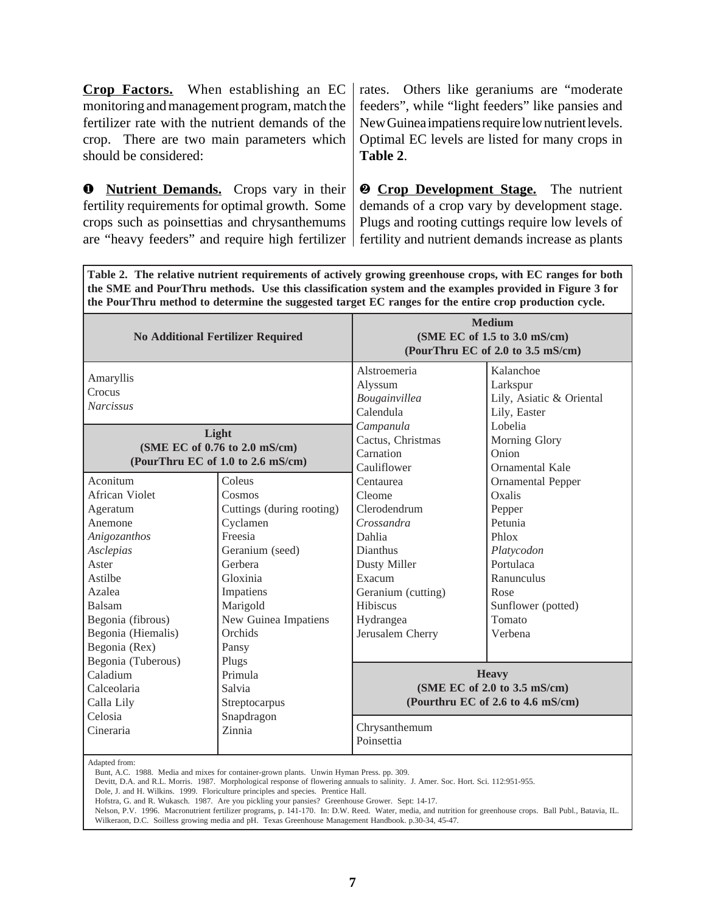**Crop Factors.** When establishing an EC monitoring and management program, match the fertilizer rate with the nutrient demands of the crop. There are two main parameters which should be considered:

❶ **Nutrient Demands.** Crops vary in their fertility requirements for optimal growth. Some crops such as poinsettias and chrysanthemums are "heavy feeders" and require high fertilizer rates. Others like geraniums are "moderate feeders", while "light feeders" like pansies and New Guinea impatiens require low nutrient levels. Optimal EC levels are listed for many crops in **Table 2**.

❷ **Crop Development Stage.** The nutrient demands of a crop vary by development stage. Plugs and rooting cuttings require low levels of fertility and nutrient demands increase as plants

**Table 2. The relative nutrient requirements of actively growing greenhouse crops, with EC ranges for both the SME and PourThru methods. Use this classification system and the examples provided in Figure 3 for the PourThru method to determine the suggested target EC ranges for the entire crop production cycle.**

| No Additional Fertilizer Required | |
|---|---|
| Amaryllis | |
| Crocus | |
| *Narcissus* | |

| Light (SME EC of 0.76 to 2.0 mS/cm) (PourThru EC of 1.0 to 2.6 mS/cm) | |
|---|---|
| Aconitum | Coleus |
| African Violet | Cosmos |
| Ageratum | Cuttings (during rooting) |
| Anemone | Cyclamen |
| *Anigozanthos* | Freesia |
| *Asclepias* | Geranium (seed) |
| Aster | Gerbera |
| Astilbe | Gloxinia |
| Azalea | Impatiens |
| Balsam | Marigold |
| Begonia (fibrous) | New Guinea Impatiens |
| Begonia (Hiemalis) | Orchids |
| Begonia (Rex) | Pansy |
| Begonia (Tuberous) | Plugs |
| Caladium | Primula |
| Calceolaria | Salvia |
| Calla Lily | Streptocarpus |
| Celosia | Snapdragon |
| Cineraria | Zinnia |

| Medium (SME EC of 1.5 to 3.0 mS/cm) (PourThru EC of 2.0 to 3.5 mS/cm) | |
|---|---|
| Alstroemeria | Kalanchoe |
| Alyssum | Larkspur |
| *Bougainvillea* | Lily, Asiatic & Oriental |
| Calendula | Lily, Easter |
| *Campanula* | Lobelia |
| Cactus, Christmas | Morning Glory |
| Carnation | Onion |
| Cauliflower | Ornamental Kale |
| Centaurea | Ornamental Pepper |
| Cleome | Oxalis |
| Clerodendrum | Pepper |
| *Crossandra* | Petunia |
| Dahlia | Phlox |
| Dianthus | *Platycodon* |
| Dusty Miller | Portulaca |
| Exacum | Ranunculus |
| Geranium (cutting) | Rose |
| Hibiscus | Sunflower (potted) |
| Hydrangea | Tomato |
| Jerusalem Cherry | Verbena |

| Heavy (SME EC of 2.0 to 3.5 mS/cm) (Pourthru EC of 2.6 to 4.6 mS/cm) |
|---|
| Chrysanthemum |
| Poinsettia |

Adapted from:
Bunt, A.C. 1988. Media and mixes for container-grown plants. Unwin Hyman Press. pp. 309.
Devitt, D.A. and R.L. Morris. 1987. Morphological response of flowering annuals to salinity. J. Amer. Soc. Hort. Sci. 112:951-955.
Dole, J. and H. Wilkins. 1999. Floriculture principles and species. Prentice Hall.
Hofstra, G. and R. Wukasch. 1987. Are you pickling your pansies? Greenhouse Grower. Sept: 14-17.
Nelson, P.V. 1996. Macronutrient fertilizer programs, p. 141-170. In: D.W. Reed. Water, media, and nutrition for greenhouse crops. Ball Publ., Batavia, IL.
Wilkeraon, D.C. Soilless growing media and pH. Texas Greenhouse Management Handbook. p.30-34, 45-47.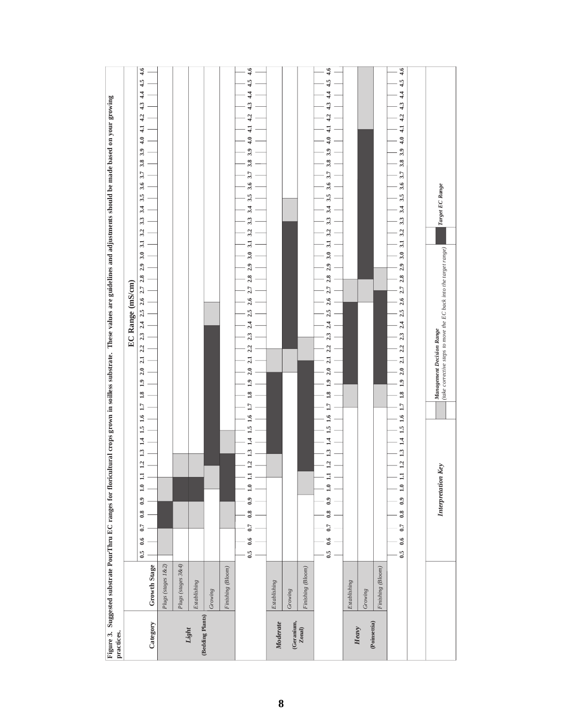**Figure 3.** Suggested substrate PourThru EC ranges for floricultural crops grown in soilless substrate. These values are guidelines and adjustments should be made based on your growing practices.

EC Range (mS/cm), scale 0.5 to 4.6. Ranges below are approximate values read from the chart bars.

| Category | Growth Stage | Management Decision Range (low) | Target EC Range | Management Decision Range (high) |
|---|---|---|---|---|
| ***Light*** **(Bedding Plants)** | *Plugs (stages 1&2)* | 0.5–0.7 | 0.7–0.9 | 0.9–1.1 |
| | *Plugs (stages 3&4)* | 0.7–0.9 | 0.9–1.1 | 1.1–1.3 |
| | *Establishing* | 0.7–0.9 | 0.9–1.1 | 1.1–1.3 |
| | *Growing* | 1.0–1.2 | 1.2–2.4 | 2.4–2.6 |
| | *Finishing (Bloom)* | 0.7–0.9 | 0.9–1.3 | 1.3–1.5 |
| ***Moderate*** **(Geranium, Zonal)** | *Establishing* | 1.1–1.3 | 1.3–2.0 | 2.0–2.2 |
| | *Growing* | 2.0–2.2 | 2.2–3.3 | 3.3–3.5 |
| | *Finishing (Bloom)* | 0.9–1.1 | 1.1–2.1 | 2.1–2.3 |
| ***Heavy*** **(Poinsettia)** | *Establishing* | 1.7–1.9 | 1.9–2.6 | 2.6–2.8 |
| | *Growing* | 2.6–2.8 | 2.8–4.1 | 4.1–4.6 |
| | *Finishing (Bloom)* | 1.7–1.9 | 1.9–2.7 | 2.7–2.9 |

***Interpretation Key***

- *Management Decision Range* (*take corrective steps to move the EC back into the target range*)
- *Target EC Range*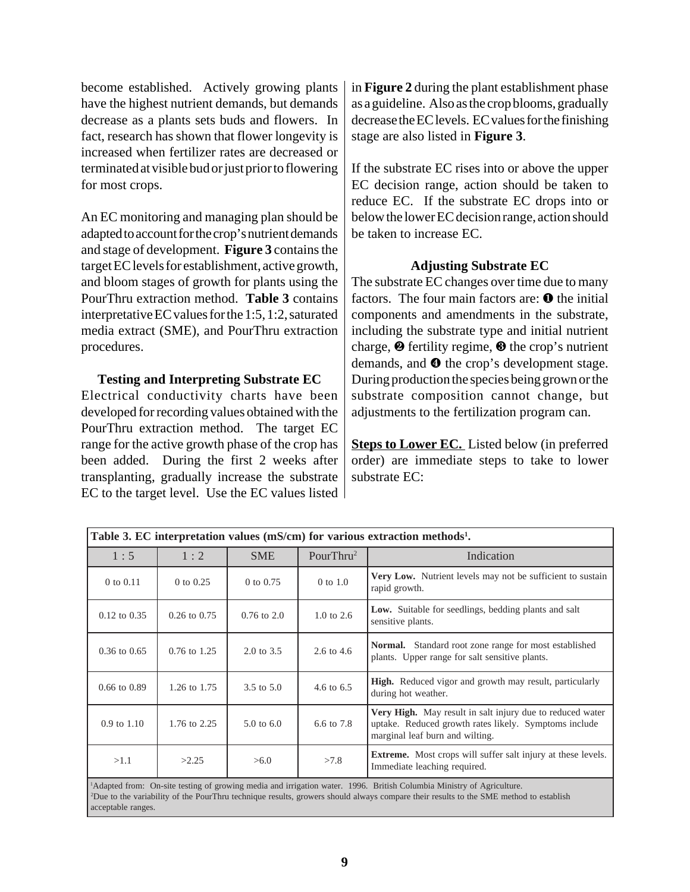become established. Actively growing plants have the highest nutrient demands, but demands decrease as a plants sets buds and flowers. In fact, research has shown that flower longevity is increased when fertilizer rates are decreased or terminated at visible bud or just prior to flowering for most crops.

An EC monitoring and managing plan should be adapted to account for the crop's nutrient demands and stage of development. **Figure 3** contains the target EC levels for establishment, active growth, and bloom stages of growth for plants using the PourThru extraction method. **Table 3** contains interpretative EC values for the 1:5, 1:2, saturated media extract (SME), and PourThru extraction procedures.

### Testing and Interpreting Substrate EC

Electrical conductivity charts have been developed for recording values obtained with the PourThru extraction method. The target EC range for the active growth phase of the crop has been added. During the first 2 weeks after transplanting, gradually increase the substrate EC to the target level. Use the EC values listed in **Figure 2** during the plant establishment phase as a guideline. Also as the crop blooms, gradually decrease the EC levels. EC values for the finishing stage are also listed in **Figure 3**.

If the substrate EC rises into or above the upper EC decision range, action should be taken to reduce EC. If the substrate EC drops into or below the lower EC decision range, action should be taken to increase EC.

### Adjusting Substrate EC

The substrate EC changes over time due to many factors. The four main factors are: ❶ the initial components and amendments in the substrate, including the substrate type and initial nutrient charge, ❷ fertility regime, ❸ the crop's nutrient demands, and ❹ the crop's development stage. During production the species being grown or the substrate composition cannot change, but adjustments to the fertilization program can.

**Steps to Lower EC.** Listed below (in preferred order) are immediate steps to take to lower substrate EC:

**Table 3. EC interpretation values (mS/cm) for various extraction methods[1].**

| 1 : 5 | 1 : 2 | SME | PourThru[2] | Indication |
|---|---|---|---|---|
| 0 to 0.11 | 0 to 0.25 | 0 to 0.75 | 0 to 1.0 | **Very Low.** Nutrient levels may not be sufficient to sustain rapid growth. |
| 0.12 to 0.35 | 0.26 to 0.75 | 0.76 to 2.0 | 1.0 to 2.6 | **Low.** Suitable for seedlings, bedding plants and salt sensitive plants. |
| 0.36 to 0.65 | 0.76 to 1.25 | 2.0 to 3.5 | 2.6 to 4.6 | **Normal.** Standard root zone range for most established plants. Upper range for salt sensitive plants. |
| 0.66 to 0.89 | 1.26 to 1.75 | 3.5 to 5.0 | 4.6 to 6.5 | **High.** Reduced vigor and growth may result, particularly during hot weather. |
| 0.9 to 1.10 | 1.76 to 2.25 | 5.0 to 6.0 | 6.6 to 7.8 | **Very High.** May result in salt injury due to reduced water uptake. Reduced growth rates likely. Symptoms include marginal leaf burn and wilting. |
| >1.1 | >2.25 | >6.0 | >7.8 | **Extreme.** Most crops will suffer salt injury at these levels. Immediate leaching required. |

[1]Adapted from: On-site testing of growing media and irrigation water. 1996. British Columbia Ministry of Agriculture.
[2]Due to the variability of the PourThru technique results, growers should always compare their results to the SME method to establish acceptable ranges.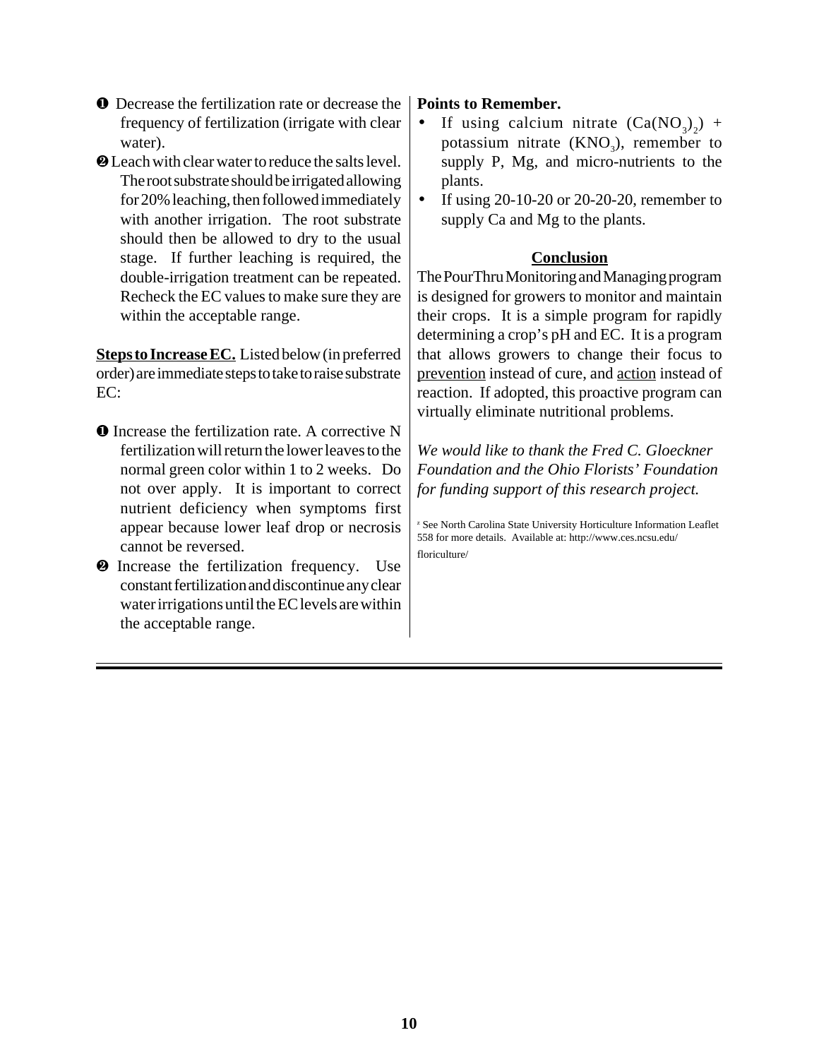1. Decrease the fertilization rate or decrease the frequency of fertilization (irrigate with clear water).
2. Leach with clear water to reduce the salts level. The root substrate should be irrigated allowing for 20% leaching, then followed immediately with another irrigation. The root substrate should then be allowed to dry to the usual stage. If further leaching is required, the double-irrigation treatment can be repeated. Recheck the EC values to make sure they are within the acceptable range.

**Steps to Increase EC.** Listed below (in preferred order) are immediate steps to take to raise substrate EC:

1. Increase the fertilization rate. A corrective N fertilization will return the lower leaves to the normal green color within 1 to 2 weeks. Do not over apply. It is important to correct nutrient deficiency when symptoms first appear because lower leaf drop or necrosis cannot be reversed.
2. Increase the fertilization frequency. Use constant fertilization and discontinue any clear water irrigations until the EC levels are within the acceptable range.

**Points to Remember.**

- If using calcium nitrate ($Ca(NO_3)_2$) + potassium nitrate ($KNO_3$), remember to supply P, Mg, and micro-nutrients to the plants.
- If using 20-10-20 or 20-20-20, remember to supply Ca and Mg to the plants.

## Conclusion

The PourThru Monitoring and Managing program is designed for growers to monitor and maintain their crops. It is a simple program for rapidly determining a crop's pH and EC. It is a program that allows growers to change their focus to prevention instead of cure, and action instead of reaction. If adopted, this proactive program can virtually eliminate nutritional problems.

*We would like to thank the Fred C. Gloeckner Foundation and the Ohio Florists' Foundation for funding support of this research project.*

[z] See North Carolina State University Horticulture Information Leaflet 558 for more details. Available at: http://www.ces.ncsu.edu/floriculture/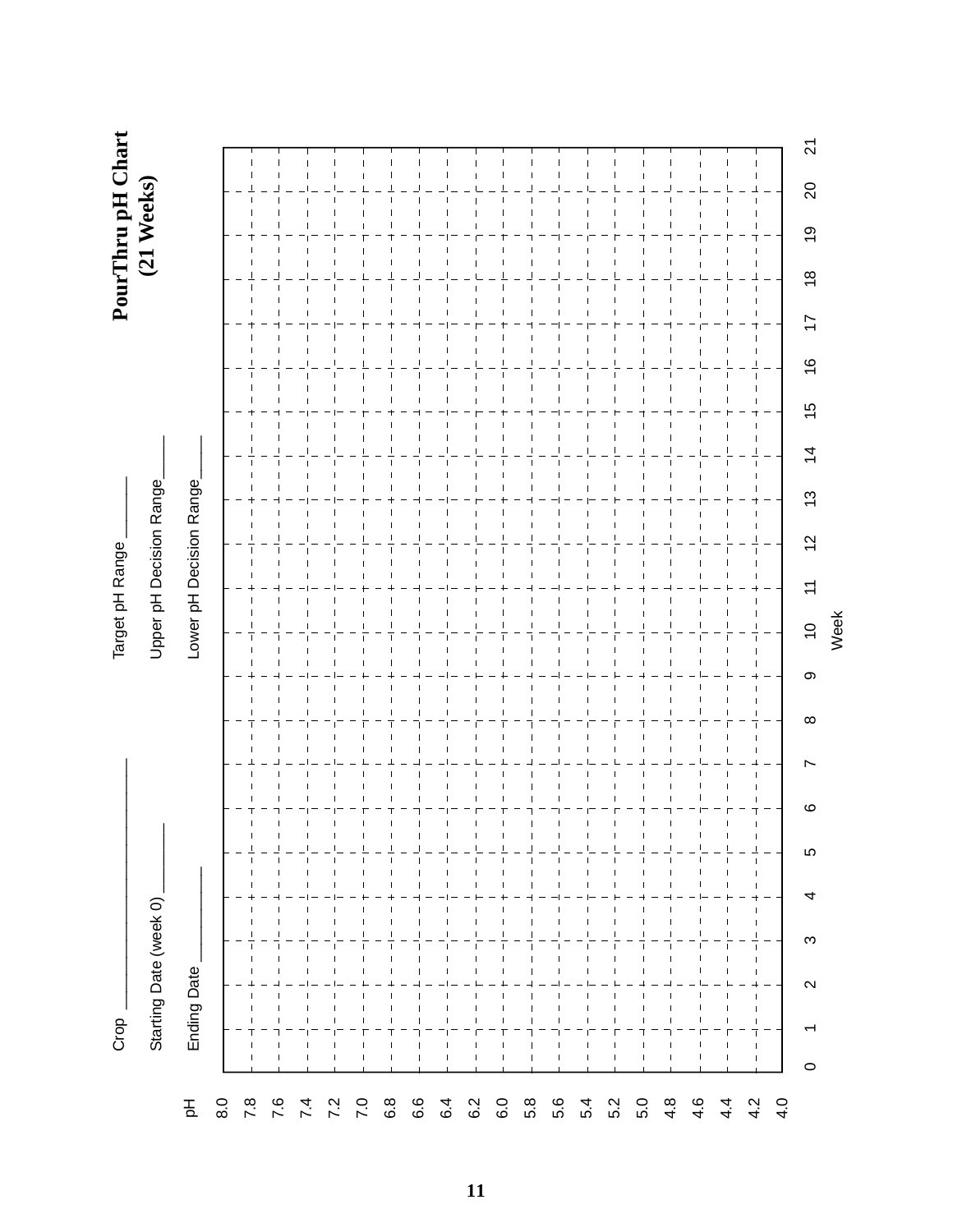# PourThru pH Chart (21 Weeks)

Crop ______________________

Starting Date (week 0) ________

Ending Date ___________

Target pH Range ______

Upper pH Decision Range_____

Lower pH Decision Range_____

pH

8.0
7.8
7.6
7.4
7.2
7.0
6.8
6.6
6.4
6.2
6.0
5.8
5.6
5.4
5.2
5.0
4.8
4.6
4.4
4.2
4.0

0 1 2 3 4 5 6 7 8 9 10 11 12 13 14 15 16 17 18 19 20 21

Week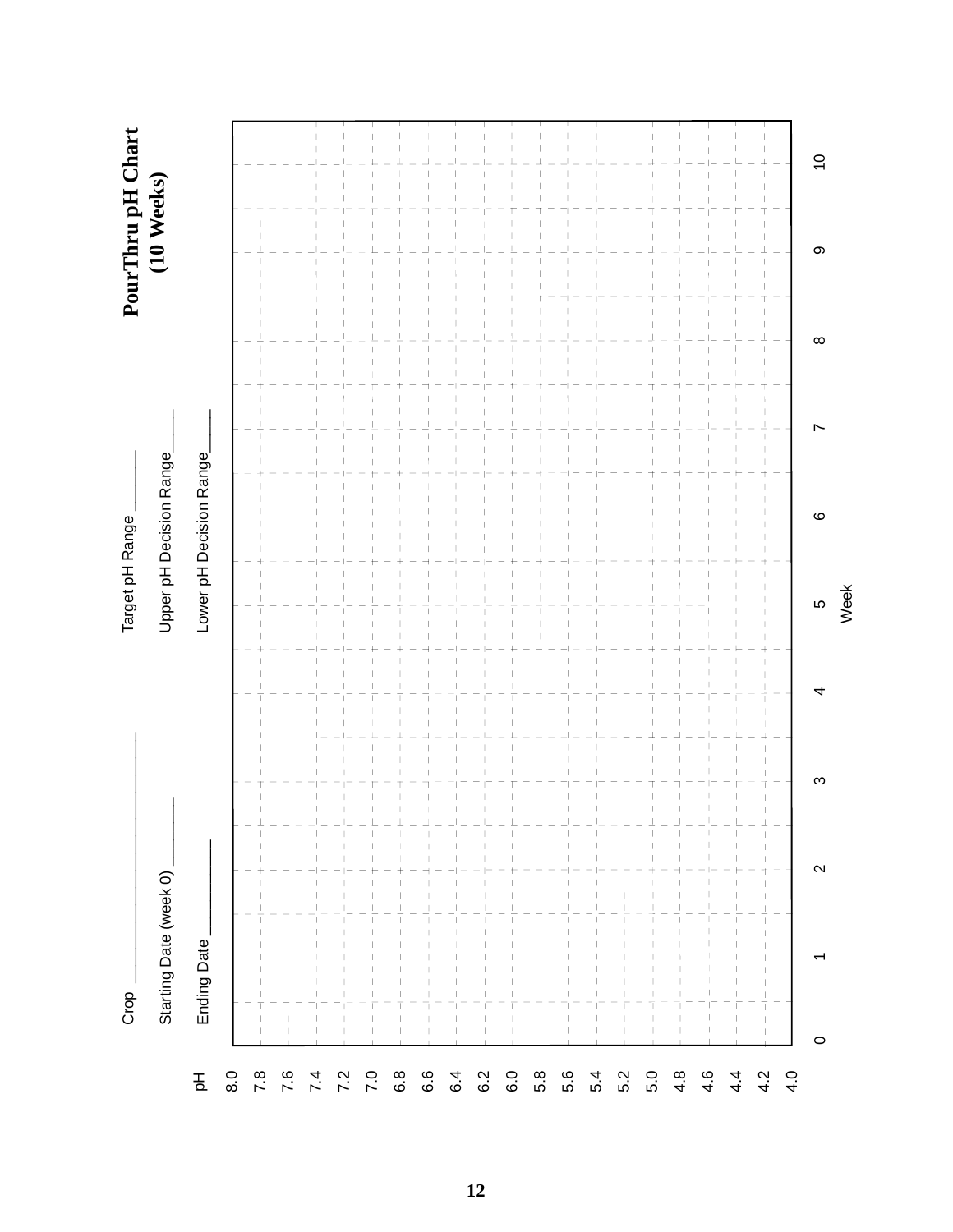# PourThru pH Chart (10 Weeks)

Crop ____________________

Starting Date (week 0) ________

Ending Date __________

Target pH Range ________

Upper pH Decision Range_____

Lower pH Decision Range_____

| pH | 0 | 1 | 2 | 3 | 4 | 5 | 6 | 7 | 8 | 9 | 10 |
|---|---|---|---|---|---|---|---|---|---|---|---|
| 8.0 | | | | | | | | | | | |
| 7.8 | | | | | | | | | | | |
| 7.6 | | | | | | | | | | | |
| 7.4 | | | | | | | | | | | |
| 7.2 | | | | | | | | | | | |
| 7.0 | | | | | | | | | | | |
| 6.8 | | | | | | | | | | | |
| 6.6 | | | | | | | | | | | |
| 6.4 | | | | | | | | | | | |
| 6.2 | | | | | | | | | | | |
| 6.0 | | | | | | | | | | | |
| 5.8 | | | | | | | | | | | |
| 5.6 | | | | | | | | | | | |
| 5.4 | | | | | | | | | | | |
| 5.2 | | | | | | | | | | | |
| 5.0 | | | | | | | | | | | |
| 4.8 | | | | | | | | | | | |
| 4.6 | | | | | | | | | | | |
| 4.4 | | | | | | | | | | | |
| 4.2 | | | | | | | | | | | |
| 4.0 | | | | | | | | | | | |

Week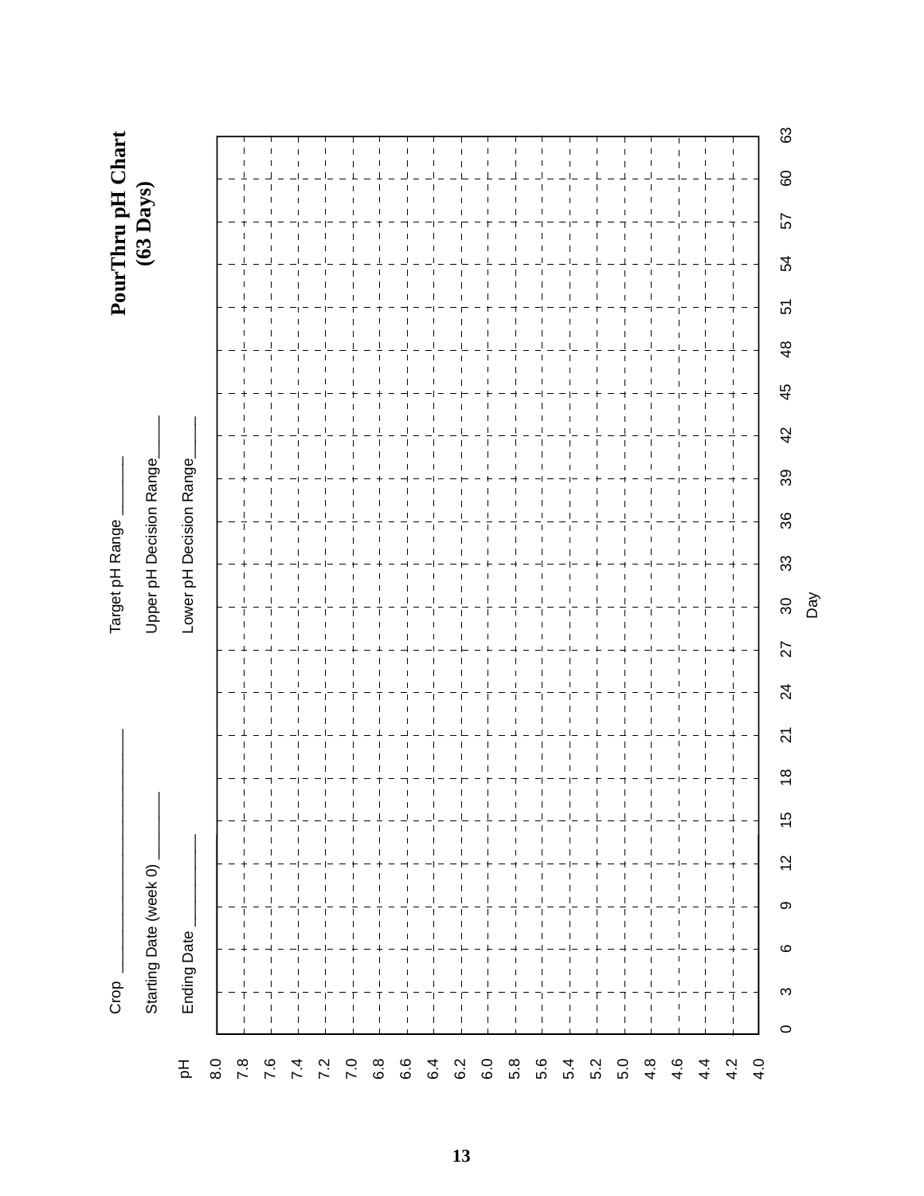# PourThru pH Chart (63 Days)

Crop ____________________

Starting Date (week 0) ________

Ending Date __________

Target pH Range ______

Upper pH Decision Range____

Lower pH Decision Range____

pH: 8.0, 7.8, 7.6, 7.4, 7.2, 7.0, 6.8, 6.6, 6.4, 6.2, 6.0, 5.8, 5.6, 5.4, 5.2, 5.0, 4.8, 4.6, 4.4, 4.2, 4.0

Day: 0, 3, 6, 9, 12, 15, 18, 21, 24, 27, 30, 33, 36, 39, 42, 45, 48, 51, 54, 57, 60, 63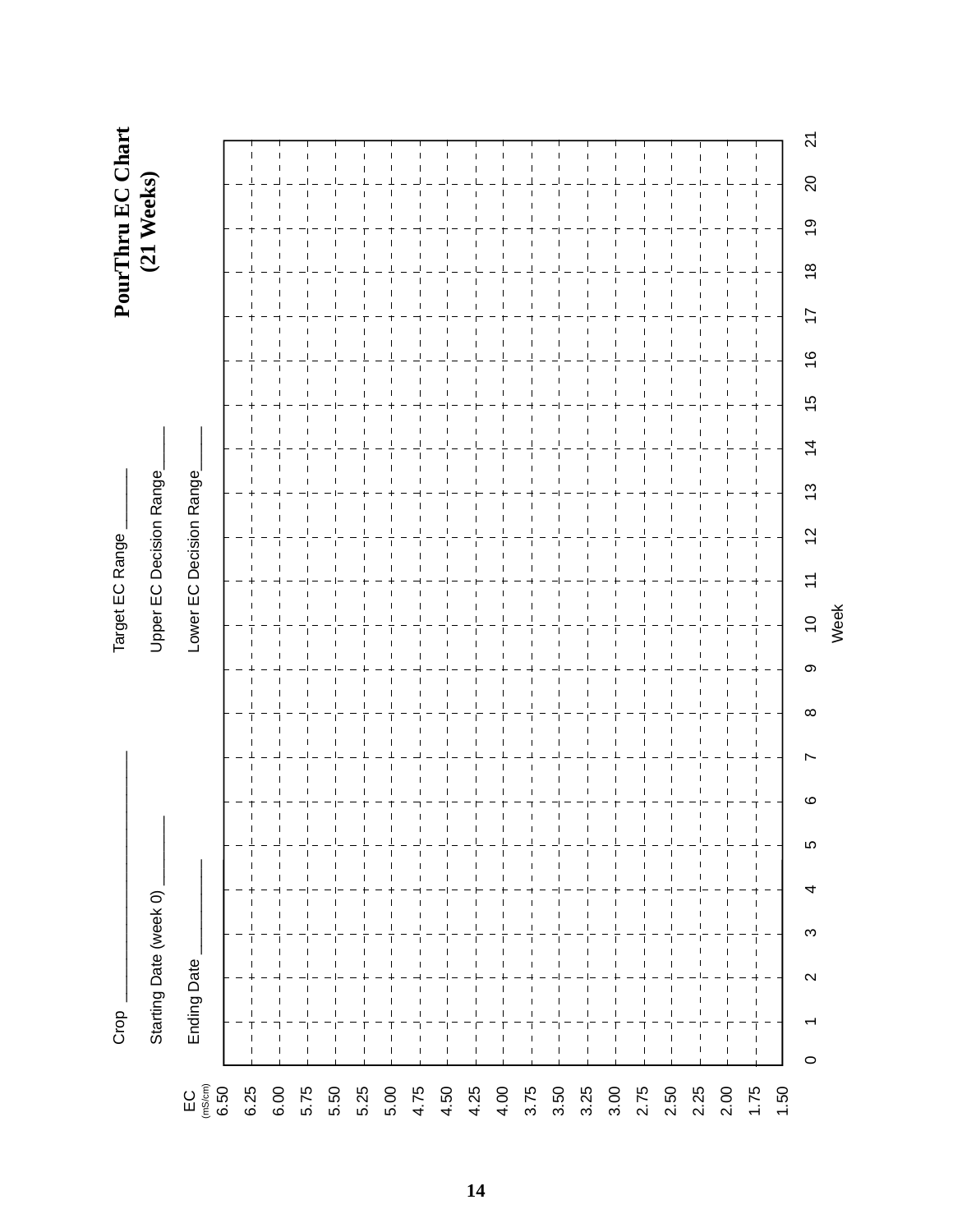# PourThru EC Chart (21 Weeks)

Crop ____________________

Starting Date (week 0) ________

Ending Date ____________

Target EC Range ______

Upper EC Decision Range_____

Lower EC Decision Range_____

EC (mS/cm): 6.50, 6.25, 6.00, 5.75, 5.50, 5.25, 5.00, 4.75, 4.50, 4.25, 4.00, 3.75, 3.50, 3.25, 3.00, 2.75, 2.50, 2.25, 2.00, 1.75, 1.50

Week: 0, 1, 2, 3, 4, 5, 6, 7, 8, 9, 10, 11, 12, 13, 14, 15, 16, 17, 18, 19, 20, 21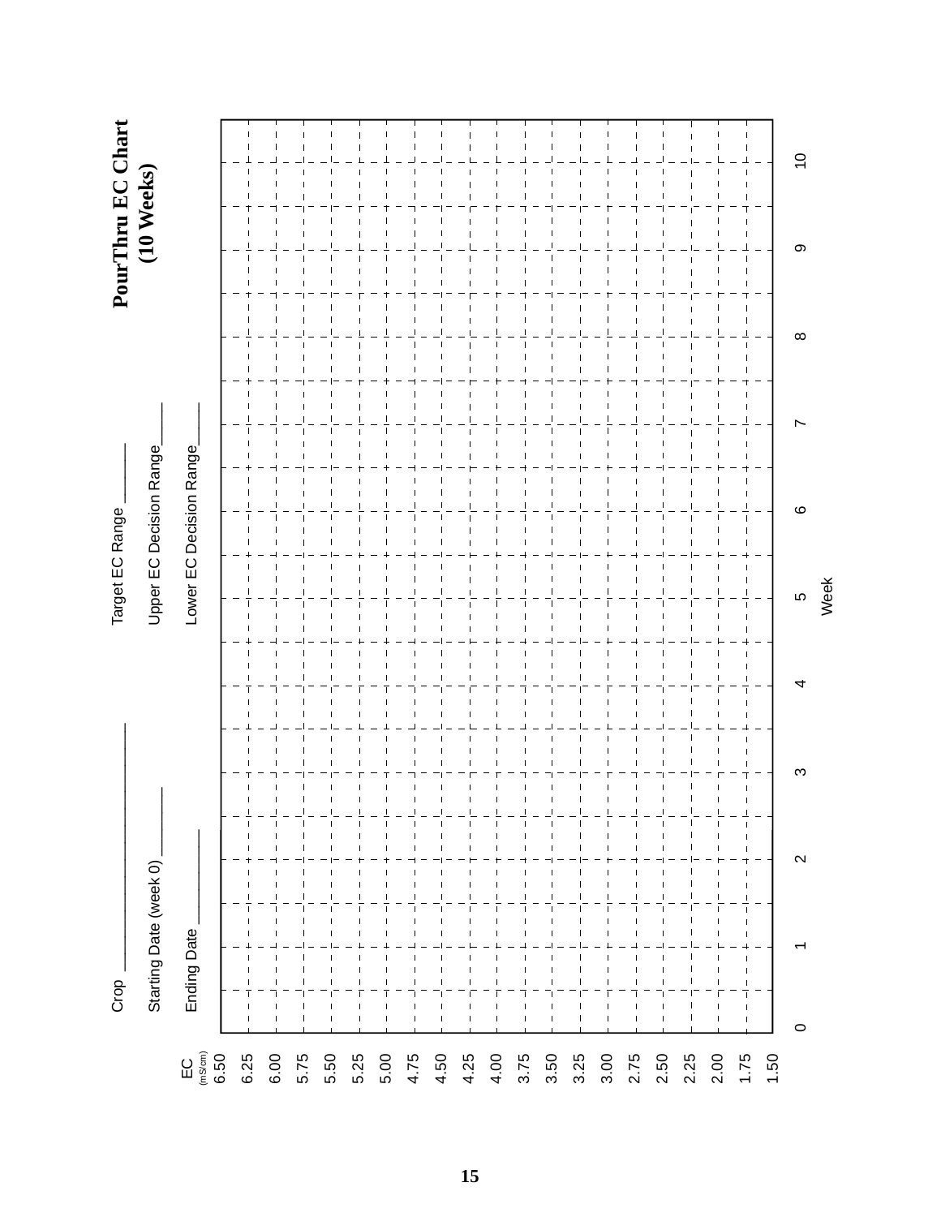# PourThru EC Chart (10 Weeks)

Crop ______________________

Starting Date (week 0) ________

Ending Date ____________

Target EC Range ______

Upper EC Decision Range____

Lower EC Decision Range____

EC (mS/cm): 6.50, 6.25, 6.00, 5.75, 5.50, 5.25, 5.00, 4.75, 4.50, 4.25, 4.00, 3.75, 3.50, 3.25, 3.00, 2.75, 2.50, 2.25, 2.00, 1.75, 1.50

Week: 0, 1, 2, 3, 4, 5, 6, 7, 8, 9, 10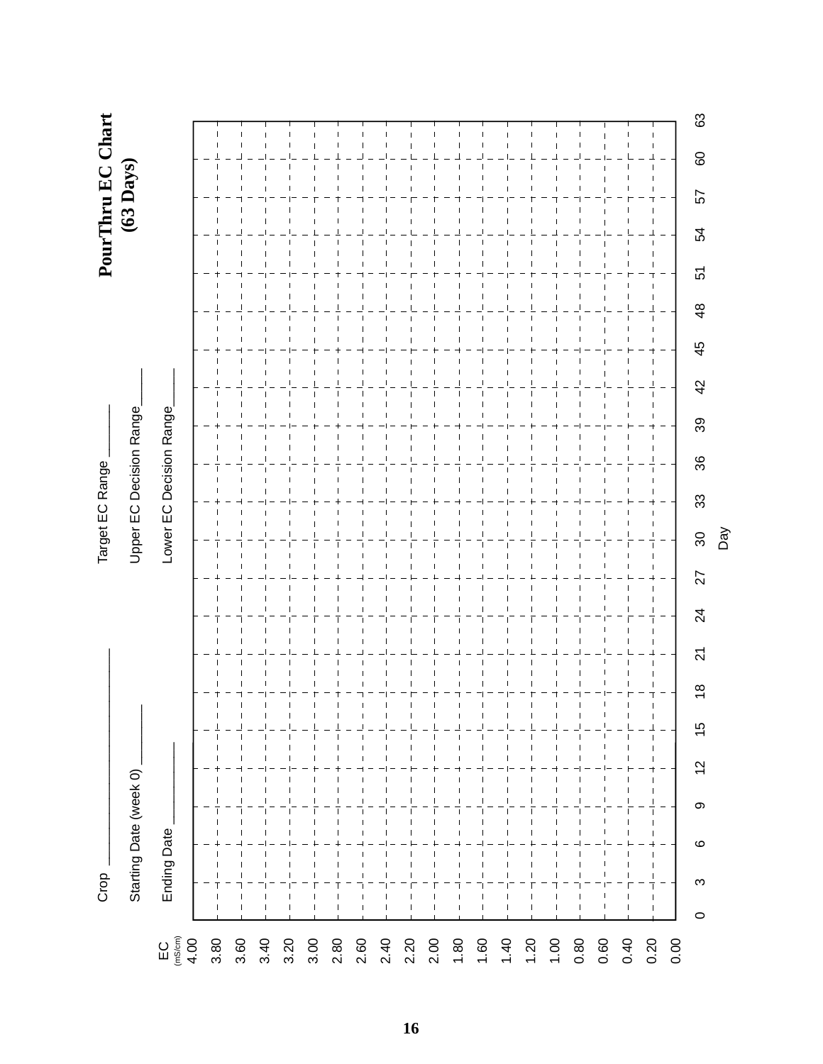# PourThru EC Chart (63 Days)

Crop ______________________

Starting Date (week 0) ________

Ending Date ___________

Target EC Range ______

Upper EC Decision Range____

Lower EC Decision Range_____

EC (mS/cm): 4.00, 3.80, 3.60, 3.40, 3.20, 3.00, 2.80, 2.60, 2.40, 2.20, 2.00, 1.80, 1.60, 1.40, 1.20, 1.00, 0.80, 0.60, 0.40, 0.20, 0.00

Day: 0, 3, 6, 9, 12, 15, 18, 21, 24, 27, 30, 33, 36, 39, 42, 45, 48, 51, 54, 57, 60, 63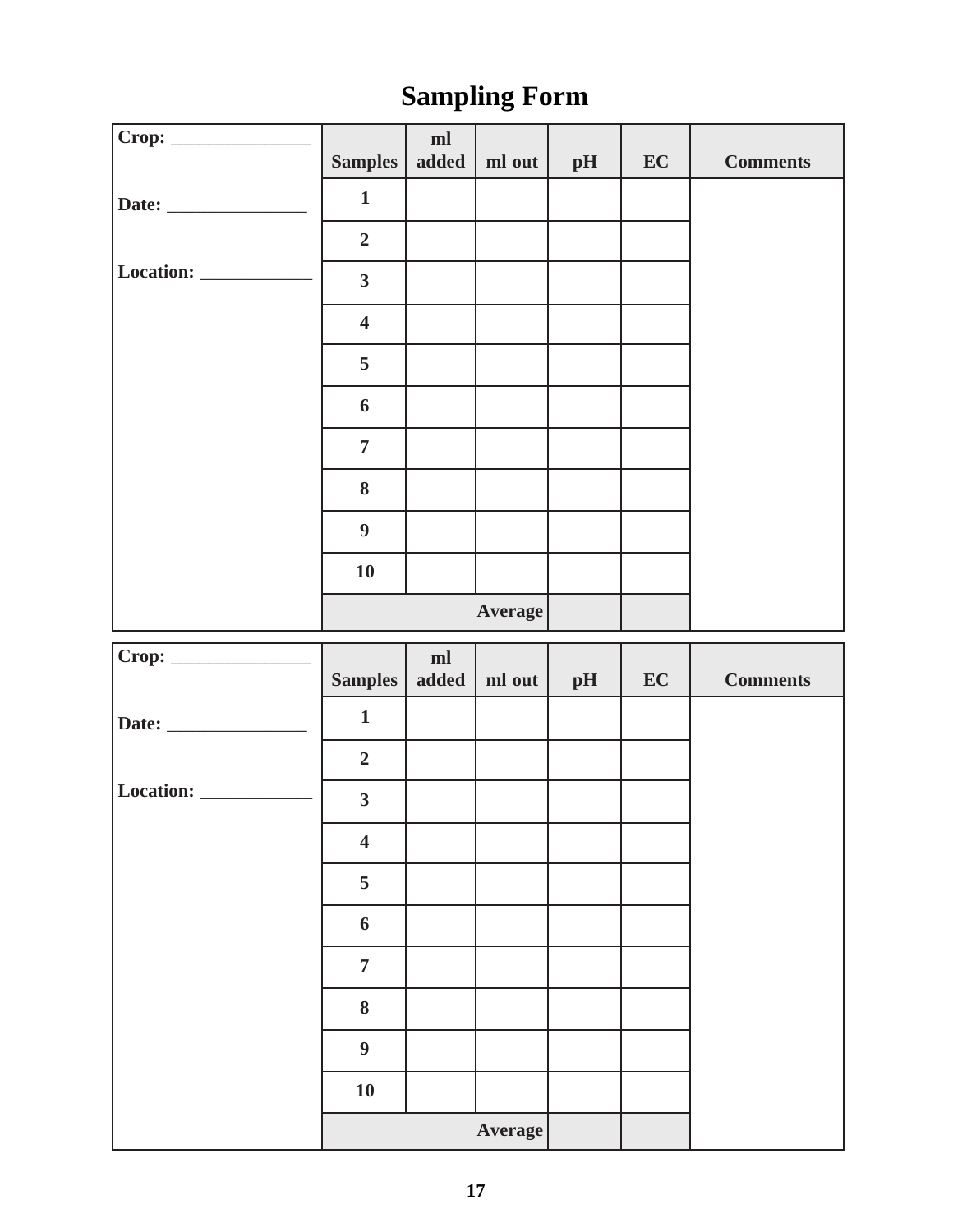# Sampling Form

| Crop: _______________ | Samples | ml added | ml out | pH | EC | Comments |
|---|---|---|---|---|---|---|
| Date: _______________ | 1 | | | | | |
| | 2 | | | | | |
| Location: ____________ | 3 | | | | | |
| | 4 | | | | | |
| | 5 | | | | | |
| | 6 | | | | | |
| | 7 | | | | | |
| | 8 | | | | | |
| | 9 | | | | | |
| | 10 | | | | | |
| | | | Average | | | |

| Crop: _______________ | Samples | ml added | ml out | pH | EC | Comments |
|---|---|---|---|---|---|---|
| Date: _______________ | 1 | | | | | |
| | 2 | | | | | |
| Location: ____________ | 3 | | | | | |
| | 4 | | | | | |
| | 5 | | | | | |
| | 6 | | | | | |
| | 7 | | | | | |
| | 8 | | | | | |
| | 9 | | | | | |
| | 10 | | | | | |
| | | | Average | | | |